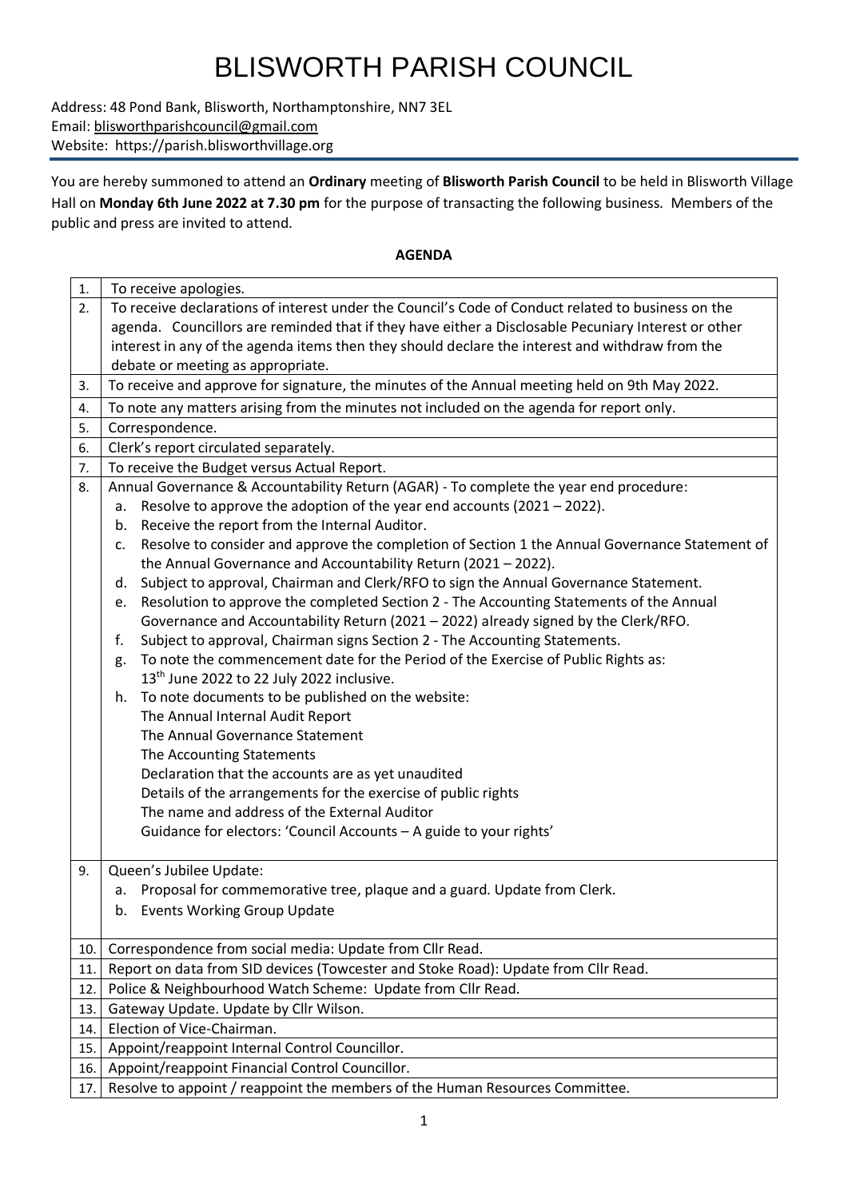# BLISWORTH PARISH COUNCIL

Address: 48 Pond Bank, Blisworth, Northamptonshire, NN7 3EL
Email: blisworthparishcouncil@gmail.com
Website: https://parish.blisworthvillage.org

You are hereby summoned to attend an **Ordinary** meeting of **Blisworth Parish Council** to be held in Blisworth Village Hall on **Monday 6th June 2022 at 7.30 pm** for the purpose of transacting the following business. Members of the public and press are invited to attend.

**AGENDA**

| | |
|---|---|
| 1. | To receive apologies. |
| 2. | To receive declarations of interest under the Council's Code of Conduct related to business on the agenda. Councillors are reminded that if they have either a Disclosable Pecuniary Interest or other interest in any of the agenda items then they should declare the interest and withdraw from the debate or meeting as appropriate. |
| 3. | To receive and approve for signature, the minutes of the Annual meeting held on 9th May 2022. |
| 4. | To note any matters arising from the minutes not included on the agenda for report only. |
| 5. | Correspondence. |
| 6. | Clerk's report circulated separately. |
| 7. | To receive the Budget versus Actual Report. |
| 8. | Annual Governance & Accountability Return (AGAR) - To complete the year end procedure:<br>a. Resolve to approve the adoption of the year end accounts (2021 – 2022).<br>b. Receive the report from the Internal Auditor.<br>c. Resolve to consider and approve the completion of Section 1 the Annual Governance Statement of the Annual Governance and Accountability Return (2021 – 2022).<br>d. Subject to approval, Chairman and Clerk/RFO to sign the Annual Governance Statement.<br>e. Resolution to approve the completed Section 2 - The Accounting Statements of the Annual Governance and Accountability Return (2021 – 2022) already signed by the Clerk/RFO.<br>f. Subject to approval, Chairman signs Section 2 - The Accounting Statements.<br>g. To note the commencement date for the Period of the Exercise of Public Rights as: 13th June 2022 to 22 July 2022 inclusive.<br>h. To note documents to be published on the website:<br>The Annual Internal Audit Report<br>The Annual Governance Statement<br>The Accounting Statements<br>Declaration that the accounts are as yet unaudited<br>Details of the arrangements for the exercise of public rights<br>The name and address of the External Auditor<br>Guidance for electors: 'Council Accounts – A guide to your rights' |
| 9. | Queen's Jubilee Update:<br>a. Proposal for commemorative tree, plaque and a guard. Update from Clerk.<br>b. Events Working Group Update |
| 10. | Correspondence from social media: Update from Cllr Read. |
| 11. | Report on data from SID devices (Towcester and Stoke Road): Update from Cllr Read. |
| 12. | Police & Neighbourhood Watch Scheme: Update from Cllr Read. |
| 13. | Gateway Update. Update by Cllr Wilson. |
| 14. | Election of Vice-Chairman. |
| 15. | Appoint/reappoint Internal Control Councillor. |
| 16. | Appoint/reappoint Financial Control Councillor. |
| 17. | Resolve to appoint / reappoint the members of the Human Resources Committee. |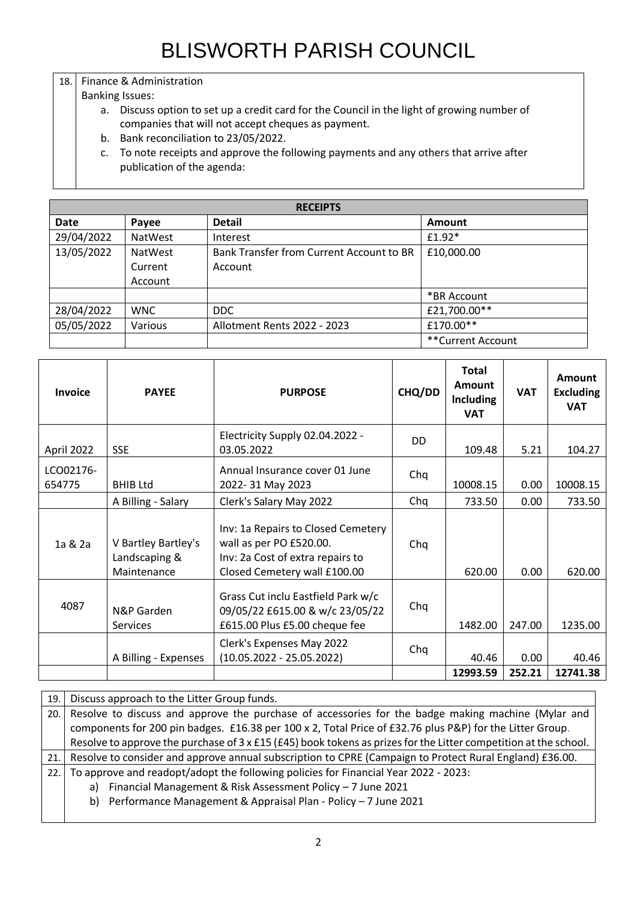# BLISWORTH PARISH COUNCIL

18. Finance & Administration

Banking Issues:

a. Discuss option to set up a credit card for the Council in the light of growing number of companies that will not accept cheques as payment.
b. Bank reconciliation to 23/05/2022.
c. To note receipts and approve the following payments and any others that arrive after publication of the agenda:

| **RECEIPTS** | | | |
|---|---|---|---|
| **Date** | **Payee** | **Detail** | **Amount** |
| 29/04/2022 | NatWest | Interest | £1.92* |
| 13/05/2022 | NatWest Current Account | Bank Transfer from Current Account to BR Account | £10,000.00 |
| | | | *BR Account |
| 28/04/2022 | WNC | DDC | £21,700.00** |
| 05/05/2022 | Various | Allotment Rents 2022 - 2023 | £170.00** |
| | | | **Current Account |

| Invoice | PAYEE | PURPOSE | CHQ/DD | Total Amount Including VAT | VAT | Amount Excluding VAT |
|---|---|---|---|---|---|---|
| April 2022 | SSE | Electricity Supply 02.04.2022 - 03.05.2022 | DD | 109.48 | 5.21 | 104.27 |
| LCO02176-654775 | BHIB Ltd | Annual Insurance cover 01 June 2022- 31 May 2023 | Chq | 10008.15 | 0.00 | 10008.15 |
| | A Billing - Salary | Clerk's Salary May 2022 | Chq | 733.50 | 0.00 | 733.50 |
| 1a & 2a | V Bartley Bartley's Landscaping & Maintenance | Inv: 1a Repairs to Closed Cemetery wall as per PO £520.00. Inv: 2a Cost of extra repairs to Closed Cemetery wall £100.00 | Chq | 620.00 | 0.00 | 620.00 |
| 4087 | N&P Garden Services | Grass Cut inclu Eastfield Park w/c 09/05/22 £615.00 & w/c 23/05/22 £615.00 Plus £5.00 cheque fee | Chq | 1482.00 | 247.00 | 1235.00 |
| | A Billing - Expenses | Clerk's Expenses May 2022 (10.05.2022 - 25.05.2022) | Chq | 40.46 | 0.00 | 40.46 |
| | | | | **12993.59** | **252.21** | **12741.38** |

19. Discuss approach to the Litter Group funds.

20. Resolve to discuss and approve the purchase of accessories for the badge making machine (Mylar and components for 200 pin badges. £16.38 per 100 x 2, Total Price of £32.76 plus P&P) for the Litter Group. Resolve to approve the purchase of 3 x £15 (£45) book tokens as prizes for the Litter competition at the school.

21. Resolve to consider and approve annual subscription to CPRE (Campaign to Protect Rural England) £36.00.

22. To approve and readopt/adopt the following policies for Financial Year 2022 - 2023:
    a) Financial Management & Risk Assessment Policy – 7 June 2021
    b) Performance Management & Appraisal Plan - Policy – 7 June 2021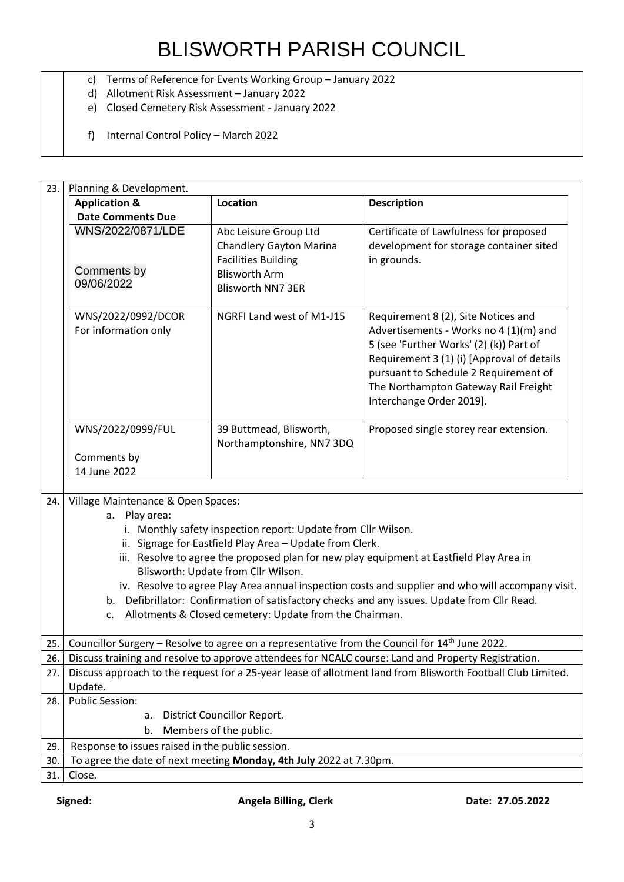# BLISWORTH PARISH COUNCIL

c) Terms of Reference for Events Working Group – January 2022
d) Allotment Risk Assessment – January 2022
e) Closed Cemetery Risk Assessment - January 2022
f) Internal Control Policy – March 2022

23. Planning & Development.

| Application & Date Comments Due | Location | Description |
|---|---|---|
| WNS/2022/0871/LDE<br><br>Comments by 09/06/2022 | Abc Leisure Group Ltd<br>Chandlery Gayton Marina<br>Facilities Building<br>Blisworth Arm<br>Blisworth NN7 3ER | Certificate of Lawfulness for proposed development for storage container sited in grounds. |
| WNS/2022/0992/DCOR<br>For information only | NGRFI Land west of M1-J15 | Requirement 8 (2), Site Notices and Advertisements - Works no 4 (1)(m) and 5 (see 'Further Works' (2) (k)) Part of Requirement 3 (1) (i) [Approval of details pursuant to Schedule 2 Requirement of The Northampton Gateway Rail Freight Interchange Order 2019]. |
| WNS/2022/0999/FUL<br><br>Comments by<br>14 June 2022 | 39 Buttmead, Blisworth, Northamptonshire, NN7 3DQ | Proposed single storey rear extension. |

24. Village Maintenance & Open Spaces:
   a. Play area:
      i. Monthly safety inspection report: Update from Cllr Wilson.
      ii. Signage for Eastfield Play Area – Update from Clerk.
      iii. Resolve to agree the proposed plan for new play equipment at Eastfield Play Area in Blisworth: Update from Cllr Wilson.
      iv. Resolve to agree Play Area annual inspection costs and supplier and who will accompany visit.
   b. Defibrillator: Confirmation of satisfactory checks and any issues. Update from Cllr Read.
   c. Allotments & Closed cemetery: Update from the Chairman.

25. Councillor Surgery – Resolve to agree on a representative from the Council for 14th June 2022.

26. Discuss training and resolve to approve attendees for NCALC course: Land and Property Registration.

27. Discuss approach to the request for a 25-year lease of allotment land from Blisworth Football Club Limited. Update.

28. Public Session:
   a. District Councillor Report.
   b. Members of the public.

29. Response to issues raised in the public session.

30. To agree the date of next meeting **Monday, 4th July** 2022 at 7.30pm.

31. Close.

**Signed:** **Angela Billing, Clerk** **Date: 27.05.2022**